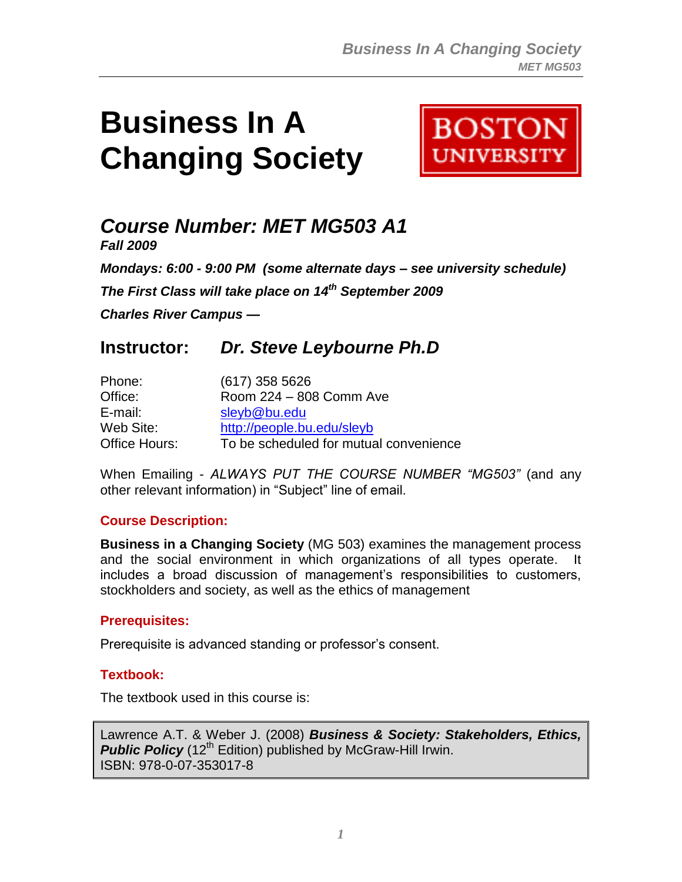# Business In A Changing Society

BOSTON UNIVERSITY

## *Course Number: MET MG503 A1*

***Fall 2009***

***Mondays: 6:00 - 9:00 PM (some alternate days – see university schedule)***

***The First Class will take place on 14th September 2009***

***Charles River Campus —***

## Instructor: *Dr. Steve Leybourne Ph.D*

| | |
|---|---|
| Phone: | (617) 358 5626 |
| Office: | Room 224 – 808 Comm Ave |
| E-mail: | sleyb@bu.edu |
| Web Site: | http://people.bu.edu/sleyb |
| Office Hours: | To be scheduled for mutual convenience |

When Emailing - *ALWAYS PUT THE COURSE NUMBER "MG503"* (and any other relevant information) in "Subject" line of email.

### Course Description:

**Business in a Changing Society** (MG 503) examines the management process and the social environment in which organizations of all types operate. It includes a broad discussion of management's responsibilities to customers, stockholders and society, as well as the ethics of management

### Prerequisites:

Prerequisite is advanced standing or professor's consent.

### Textbook:

The textbook used in this course is:

> Lawrence A.T. & Weber J. (2008) ***Business & Society: Stakeholders, Ethics, Public Policy*** (12th Edition) published by McGraw-Hill Irwin.
> ISBN: 978-0-07-353017-8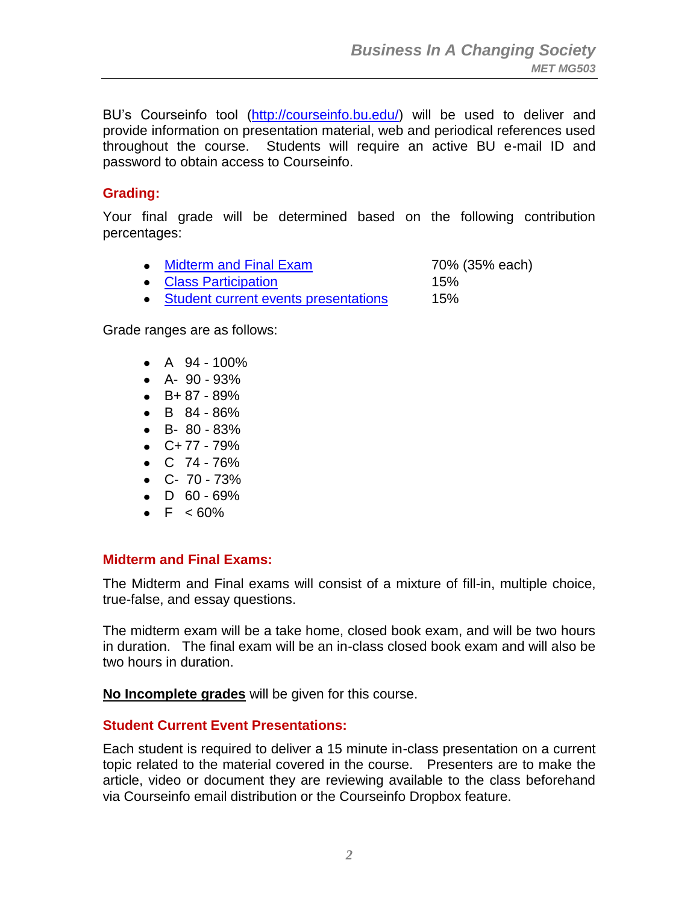BU's Courseinfo tool ([http://courseinfo.bu.edu/](http://courseinfo.bu.edu/)) will be used to deliver and provide information on presentation material, web and periodical references used throughout the course. Students will require an active BU e-mail ID and password to obtain access to Courseinfo.

## Grading:

Your final grade will be determined based on the following contribution percentages:

- Midterm and Final Exam — 70% (35% each)
- Class Participation — 15%
- Student current events presentations — 15%

Grade ranges are as follows:

- A 94 - 100%
- A- 90 - 93%
- B+ 87 - 89%
- B 84 - 86%
- B- 80 - 83%
- C+ 77 - 79%
- C 74 - 76%
- C- 70 - 73%
- D 60 - 69%
- F < 60%

## Midterm and Final Exams:

The Midterm and Final exams will consist of a mixture of fill-in, multiple choice, true-false, and essay questions.

The midterm exam will be a take home, closed book exam, and will be two hours in duration. The final exam will be an in-class closed book exam and will also be two hours in duration.

**No Incomplete grades** will be given for this course.

## Student Current Event Presentations:

Each student is required to deliver a 15 minute in-class presentation on a current topic related to the material covered in the course. Presenters are to make the article, video or document they are reviewing available to the class beforehand via Courseinfo email distribution or the Courseinfo Dropbox feature.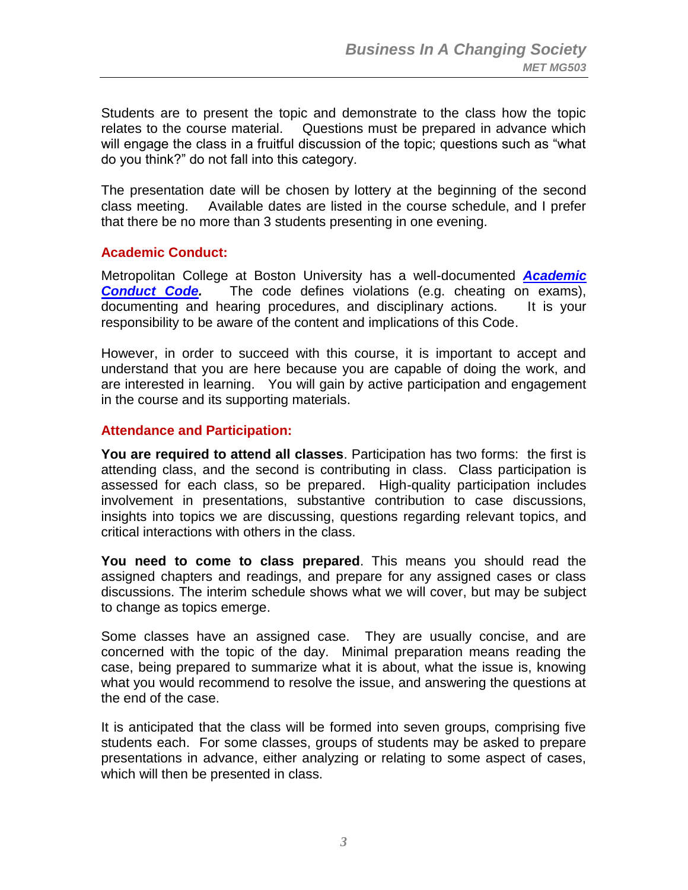Students are to present the topic and demonstrate to the class how the topic relates to the course material. Questions must be prepared in advance which will engage the class in a fruitful discussion of the topic; questions such as "what do you think?" do not fall into this category.

The presentation date will be chosen by lottery at the beginning of the second class meeting. Available dates are listed in the course schedule, and I prefer that there be no more than 3 students presenting in one evening.

### Academic Conduct:

Metropolitan College at Boston University has a well-documented ***Academic Conduct Code***. The code defines violations (e.g. cheating on exams), documenting and hearing procedures, and disciplinary actions. It is your responsibility to be aware of the content and implications of this Code.

However, in order to succeed with this course, it is important to accept and understand that you are here because you are capable of doing the work, and are interested in learning. You will gain by active participation and engagement in the course and its supporting materials.

### Attendance and Participation:

**You are required to attend all classes**. Participation has two forms: the first is attending class, and the second is contributing in class. Class participation is assessed for each class, so be prepared. High-quality participation includes involvement in presentations, substantive contribution to case discussions, insights into topics we are discussing, questions regarding relevant topics, and critical interactions with others in the class.

**You need to come to class prepared**. This means you should read the assigned chapters and readings, and prepare for any assigned cases or class discussions. The interim schedule shows what we will cover, but may be subject to change as topics emerge.

Some classes have an assigned case. They are usually concise, and are concerned with the topic of the day. Minimal preparation means reading the case, being prepared to summarize what it is about, what the issue is, knowing what you would recommend to resolve the issue, and answering the questions at the end of the case.

It is anticipated that the class will be formed into seven groups, comprising five students each. For some classes, groups of students may be asked to prepare presentations in advance, either analyzing or relating to some aspect of cases, which will then be presented in class.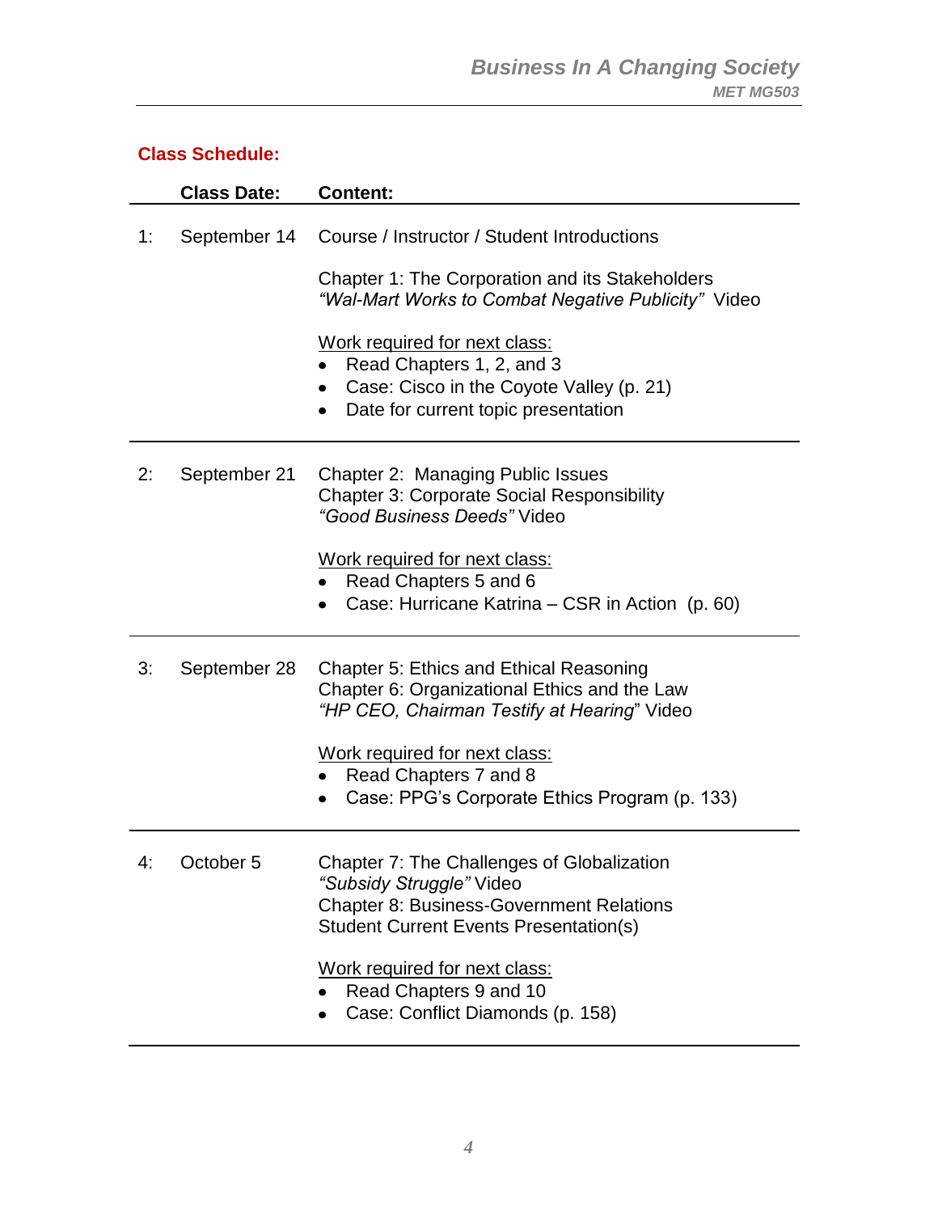## Class Schedule:

| | Class Date: | Content: |
|---|---|---|
| 1: | September 14 | Course / Instructor / Student Introductions<br><br>Chapter 1: The Corporation and its Stakeholders<br>*"Wal-Mart Works to Combat Negative Publicity"* Video<br><br><u>Work required for next class:</u><br>• Read Chapters 1, 2, and 3<br>• Case: Cisco in the Coyote Valley (p. 21)<br>• Date for current topic presentation |
| 2: | September 21 | Chapter 2: Managing Public Issues<br>Chapter 3: Corporate Social Responsibility<br>*"Good Business Deeds"* Video<br><br><u>Work required for next class:</u><br>• Read Chapters 5 and 6<br>• Case: Hurricane Katrina – CSR in Action (p. 60) |
| 3: | September 28 | Chapter 5: Ethics and Ethical Reasoning<br>Chapter 6: Organizational Ethics and the Law<br>*"HP CEO, Chairman Testify at Hearing"* Video<br><br><u>Work required for next class:</u><br>• Read Chapters 7 and 8<br>• Case: PPG's Corporate Ethics Program (p. 133) |
| 4: | October 5 | Chapter 7: The Challenges of Globalization<br>*"Subsidy Struggle"* Video<br>Chapter 8: Business-Government Relations<br>Student Current Events Presentation(s)<br><br><u>Work required for next class:</u><br>• Read Chapters 9 and 10<br>• Case: Conflict Diamonds (p. 158) |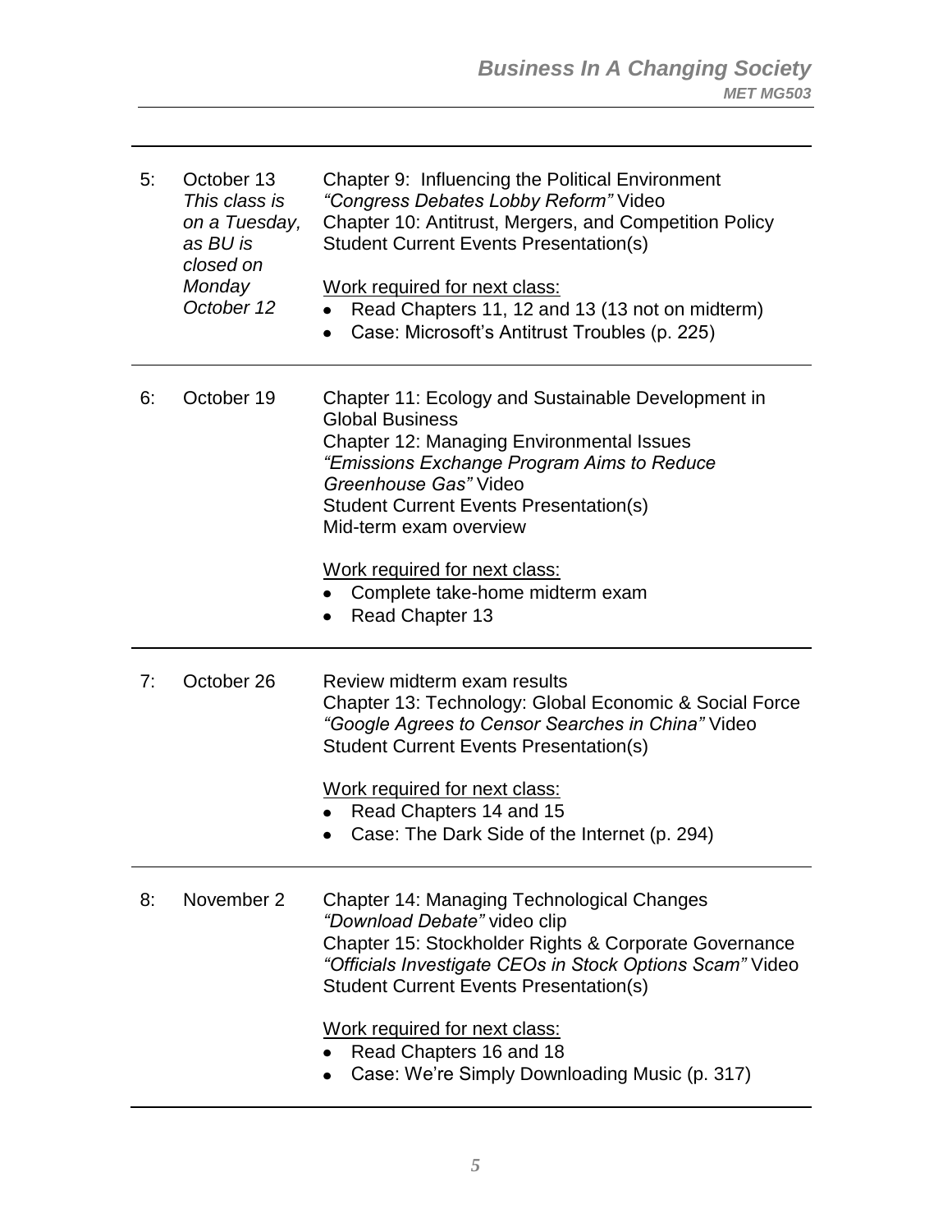| | | |
|---|---|---|
| 5: | October 13<br>*This class is on a Tuesday, as BU is closed on Monday October 12* | Chapter 9: Influencing the Political Environment<br>*"Congress Debates Lobby Reform"* Video<br>Chapter 10: Antitrust, Mergers, and Competition Policy<br>Student Current Events Presentation(s)<br><br><u>Work required for next class:</u><br>• Read Chapters 11, 12 and 13 (13 not on midterm)<br>• Case: Microsoft's Antitrust Troubles (p. 225) |
| 6: | October 19 | Chapter 11: Ecology and Sustainable Development in Global Business<br>Chapter 12: Managing Environmental Issues<br>*"Emissions Exchange Program Aims to Reduce Greenhouse Gas"* Video<br>Student Current Events Presentation(s)<br>Mid-term exam overview<br><br><u>Work required for next class:</u><br>• Complete take-home midterm exam<br>• Read Chapter 13 |
| 7: | October 26 | Review midterm exam results<br>Chapter 13: Technology: Global Economic & Social Force<br>*"Google Agrees to Censor Searches in China"* Video<br>Student Current Events Presentation(s)<br><br><u>Work required for next class:</u><br>• Read Chapters 14 and 15<br>• Case: The Dark Side of the Internet (p. 294) |
| 8: | November 2 | Chapter 14: Managing Technological Changes<br>*"Download Debate"* video clip<br>Chapter 15: Stockholder Rights & Corporate Governance<br>*"Officials Investigate CEOs in Stock Options Scam"* Video<br>Student Current Events Presentation(s)<br><br><u>Work required for next class:</u><br>• Read Chapters 16 and 18<br>• Case: We're Simply Downloading Music (p. 317) |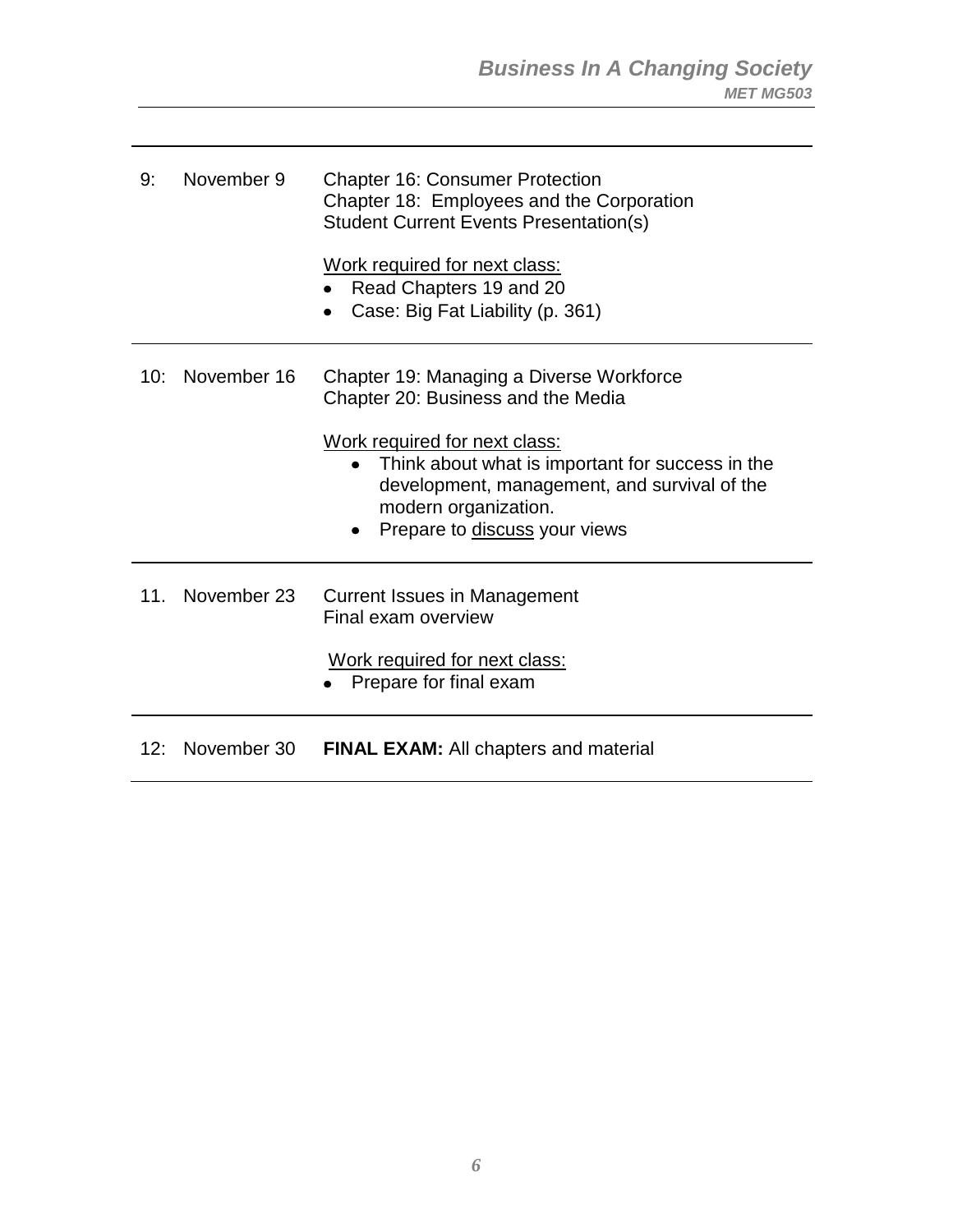| | | |
|---|---|---|
| 9: | November 9 | Chapter 16: Consumer Protection<br>Chapter 18: Employees and the Corporation<br>Student Current Events Presentation(s)<br><br><u>Work required for next class:</u><br>• Read Chapters 19 and 20<br>• Case: Big Fat Liability (p. 361) |
| 10: | November 16 | Chapter 19: Managing a Diverse Workforce<br>Chapter 20: Business and the Media<br><br><u>Work required for next class:</u><br>• Think about what is important for success in the development, management, and survival of the modern organization.<br>• Prepare to <u>discuss</u> your views |
| 11. | November 23 | Current Issues in Management<br>Final exam overview<br><br><u>Work required for next class:</u><br>• Prepare for final exam |
| 12: | November 30 | **FINAL EXAM:** All chapters and material |